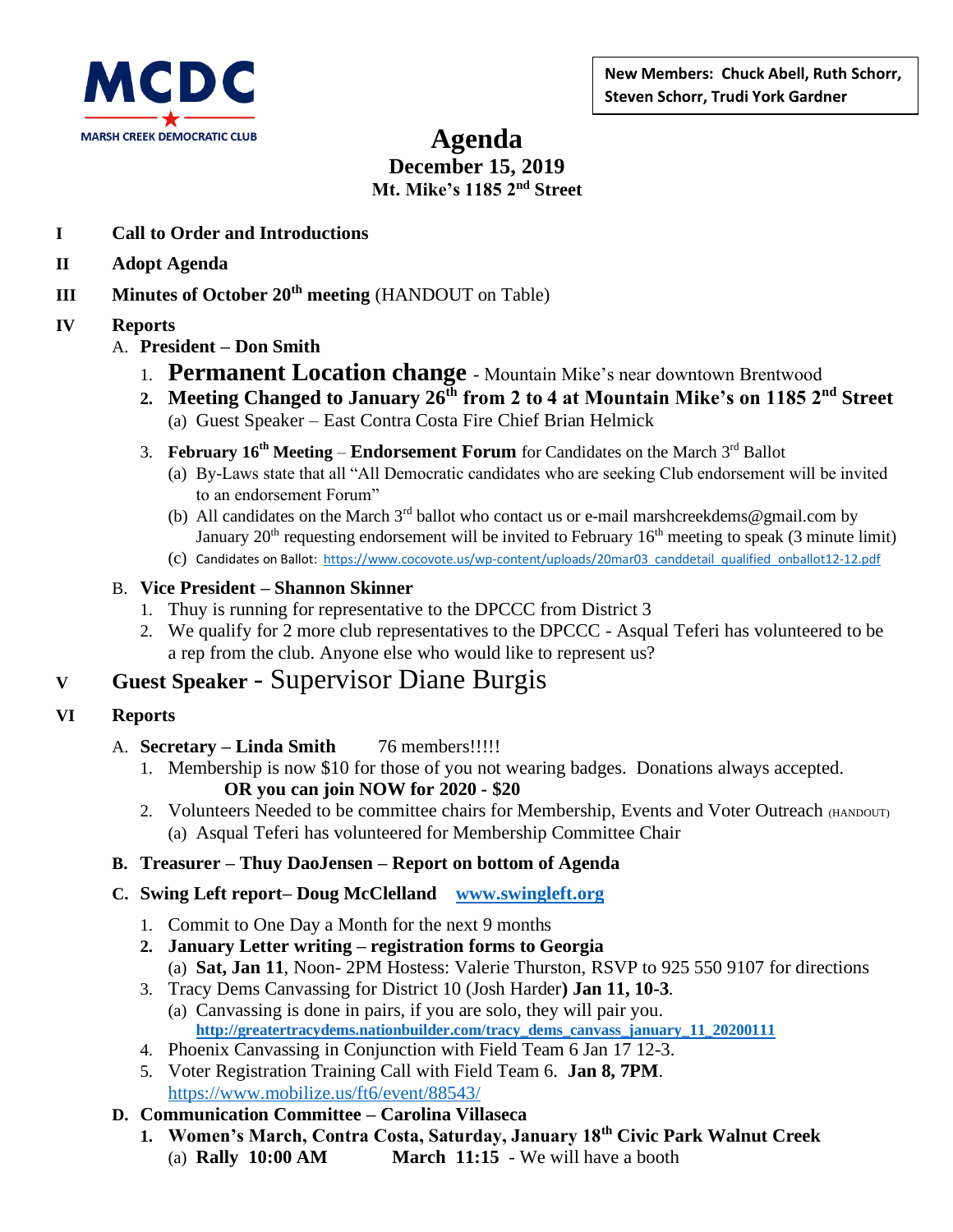MCDC
MARSH CREEK DEMOCRATIC CLUB

**New Members: Chuck Abell, Ruth Schorr, Steven Schorr, Trudi York Gardner**

# Agenda
## December 15, 2019
### Mt. Mike's 1185 2nd Street

**I Call to Order and Introductions**

**II Adopt Agenda**

**III Minutes of October 20th meeting** (HANDOUT on Table)

**IV Reports**

A. **President – Don Smith**

1. **Permanent Location change** - Mountain Mike's near downtown Brentwood
2. **Meeting Changed to January 26th from 2 to 4 at Mountain Mike's on 1185 2nd Street**
   (a) Guest Speaker – East Contra Costa Fire Chief Brian Helmick
3. **February 16th Meeting** – **Endorsement Forum** for Candidates on the March 3rd Ballot
   (a) By-Laws state that all "All Democratic candidates who are seeking Club endorsement will be invited to an endorsement Forum"
   (b) All candidates on the March 3rd ballot who contact us or e-mail marshcreekdems@gmail.com by January 20th requesting endorsement will be invited to February 16th meeting to speak (3 minute limit)
   (c) Candidates on Ballot: https://www.cocovote.us/wp-content/uploads/20mar03_canddetail_qualified_onballot12-12.pdf

B. **Vice President – Shannon Skinner**

1. Thuy is running for representative to the DPCCC from District 3
2. We qualify for 2 more club representatives to the DPCCC - Asqual Teferi has volunteered to be a rep from the club. Anyone else who would like to represent us?

**V Guest Speaker** - Supervisor Diane Burgis

**VI Reports**

A. **Secretary – Linda Smith** 76 members!!!!!

1. Membership is now $10 for those of you not wearing badges. Donations always accepted.
   **OR you can join NOW for 2020 - $20**
2. Volunteers Needed to be committee chairs for Membership, Events and Voter Outreach (HANDOUT)
   (a) Asqual Teferi has volunteered for Membership Committee Chair

**B. Treasurer – Thuy DaoJensen – Report on bottom of Agenda**

**C. Swing Left report– Doug McClelland** **www.swingleft.org**

1. Commit to One Day a Month for the next 9 months
2. **January Letter writing – registration forms to Georgia**
   (a) **Sat, Jan 11**, Noon- 2PM Hostess: Valerie Thurston, RSVP to 925 550 9107 for directions
3. Tracy Dems Canvassing for District 10 (Josh Harder**) Jan 11, 10-3**.
   (a) Canvassing is done in pairs, if you are solo, they will pair you.
   **http://greatertracydems.nationbuilder.com/tracy_dems_canvass_january_11_20200111**
4. Phoenix Canvassing in Conjunction with Field Team 6 Jan 17 12-3.
5. Voter Registration Training Call with Field Team 6. **Jan 8, 7PM**.
   https://www.mobilize.us/ft6/event/88543/

**D. Communication Committee – Carolina Villaseca**

1. **Women's March, Contra Costa, Saturday, January 18th Civic Park Walnut Creek**
   (a) **Rally 10:00 AM** **March 11:15** - We will have a booth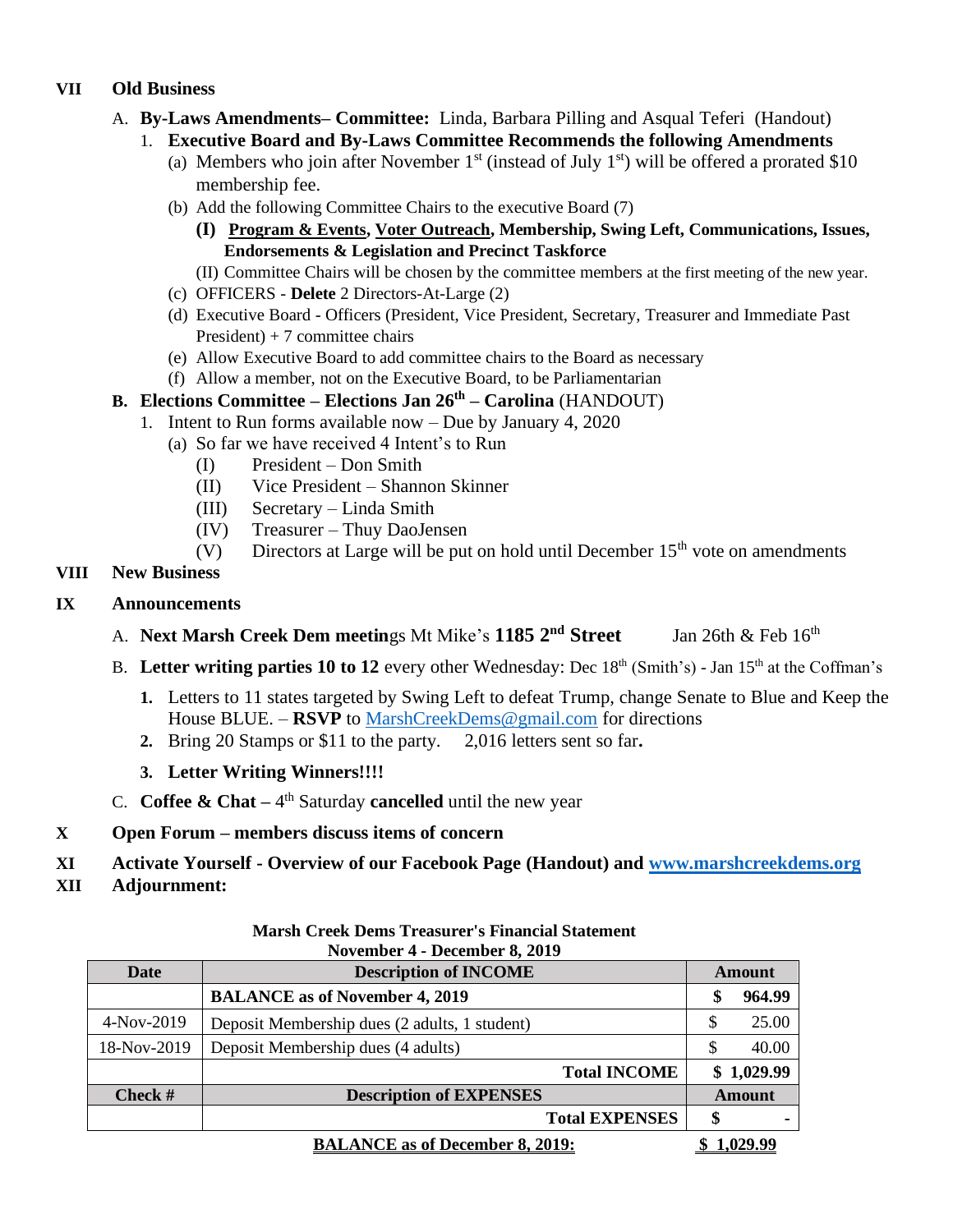## VII Old Business

A. **By-Laws Amendments– Committee:** Linda, Barbara Pilling and Asqual Teferi (Handout)

1. **Executive Board and By-Laws Committee Recommends the following Amendments**
   - (a) Members who join after November 1st (instead of July 1st) will be offered a prorated $10 membership fee.
   - (b) Add the following Committee Chairs to the executive Board (7)
     - **(I) Program & Events, Voter Outreach, Membership, Swing Left, Communications, Issues, Endorsements & Legislation and Precinct Taskforce**
     - (II) Committee Chairs will be chosen by the committee members at the first meeting of the new year.
   - (c) OFFICERS - **Delete** 2 Directors-At-Large (2)
   - (d) Executive Board - Officers (President, Vice President, Secretary, Treasurer and Immediate Past President) + 7 committee chairs
   - (e) Allow Executive Board to add committee chairs to the Board as necessary
   - (f) Allow a member, not on the Executive Board, to be Parliamentarian

B. **Elections Committee – Elections Jan 26th – Carolina** (HANDOUT)

1. Intent to Run forms available now – Due by January 4, 2020
   - (a) So far we have received 4 Intent's to Run
     - (I) President – Don Smith
     - (II) Vice President – Shannon Skinner
     - (III) Secretary – Linda Smith
     - (IV) Treasurer – Thuy DaoJensen
     - (V) Directors at Large will be put on hold until December 15th vote on amendments

## VIII New Business

## IX Announcements

A. **Next Marsh Creek Dem meetin**gs Mt Mike's **1185 2nd Street** Jan 26th & Feb 16th

B. **Letter writing parties 10 to 12** every other Wednesday: Dec 18th (Smith's) - Jan 15th at the Coffman's

1. Letters to 11 states targeted by Swing Left to defeat Trump, change Senate to Blue and Keep the House BLUE. – **RSVP** to MarshCreekDems@gmail.com for directions
2. Bring 20 Stamps or $11 to the party. 2,016 letters sent so far**.**
3. **Letter Writing Winners!!!!**

C. **Coffee & Chat –** 4th Saturday **cancelled** until the new year

## X Open Forum – members discuss items of concern

## XI Activate Yourself - Overview of our Facebook Page (Handout) and www.marshcreekdems.org

## XII Adjournment:

**Marsh Creek Dems Treasurer's Financial Statement**
**November 4 - December 8, 2019**

| Date | Description of INCOME | Amount |
|---|---|---|
| | **BALANCE as of November 4, 2019** | **$ 964.99** |
| 4-Nov-2019 | Deposit Membership dues (2 adults, 1 student) | $ 25.00 |
| 18-Nov-2019 | Deposit Membership dues (4 adults) | $ 40.00 |
| | **Total INCOME** | **$ 1,029.99** |
| **Check #** | **Description of EXPENSES** | **Amount** |
| | **Total EXPENSES** | **$ -** |
| | **BALANCE as of December 8, 2019:** | **$ 1,029.99** |